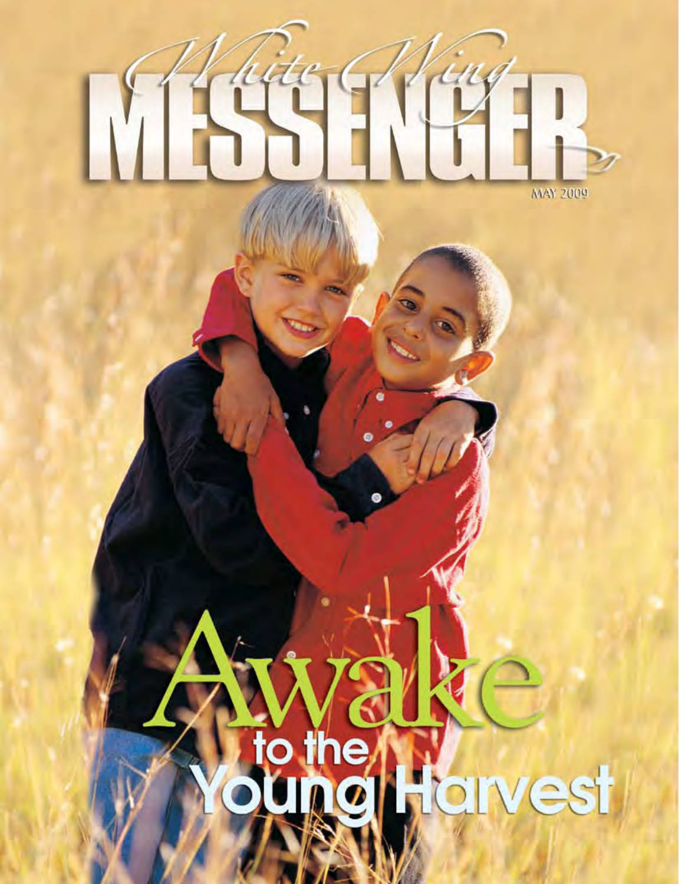# White Wing MESSENGER

MAY 2009

# Awake to the Young Harvest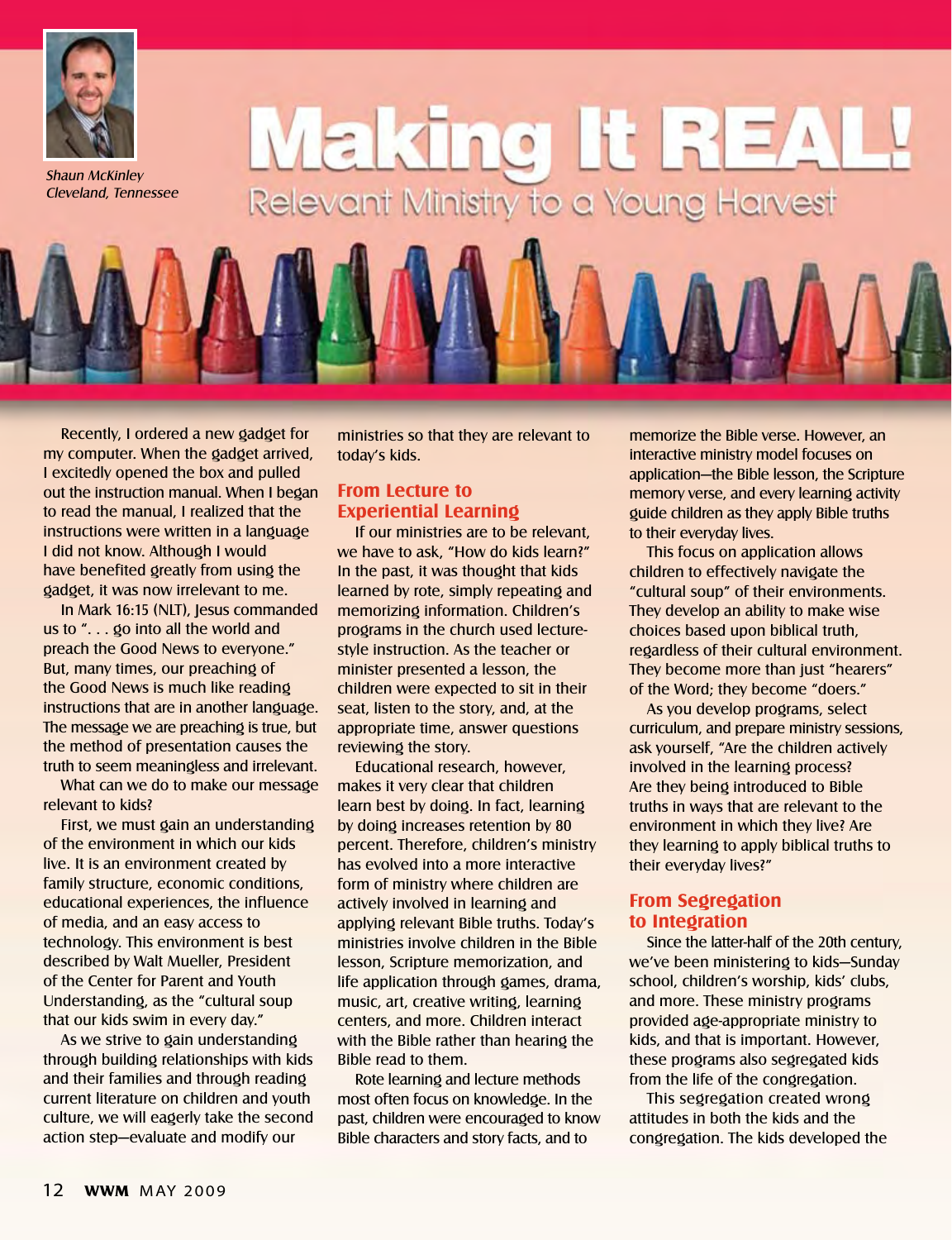Shaun McKinley
*Cleveland, Tennessee*

# Making It REAL!

## Relevant Ministry to a Young Harvest

Recently, I ordered a new gadget for my computer. When the gadget arrived, I excitedly opened the box and pulled out the instruction manual. When I began to read the manual, I realized that the instructions were written in a language I did not know. Although I would have benefited greatly from using the gadget, it was now irrelevant to me.

In Mark 16:15 (NLT), Jesus commanded us to ". . . go into all the world and preach the Good News to everyone." But, many times, our preaching of the Good News is much like reading instructions that are in another language. The message we are preaching is true, but the method of presentation causes the truth to seem meaningless and irrelevant.

What can we do to make our message relevant to kids?

First, we must gain an understanding of the environment in which our kids live. It is an environment created by family structure, economic conditions, educational experiences, the influence of media, and an easy access to technology. This environment is best described by Walt Mueller, President of the Center for Parent and Youth Understanding, as the "cultural soup that our kids swim in every day."

As we strive to gain understanding through building relationships with kids and their families and through reading current literature on children and youth culture, we will eagerly take the second action step—evaluate and modify our ministries so that they are relevant to today's kids.

### From Lecture to Experiential Learning

If our ministries are to be relevant, we have to ask, "How do kids learn?" In the past, it was thought that kids learned by rote, simply repeating and memorizing information. Children's programs in the church used lecture-style instruction. As the teacher or minister presented a lesson, the children were expected to sit in their seat, listen to the story, and, at the appropriate time, answer questions reviewing the story.

Educational research, however, makes it very clear that children learn best by doing. In fact, learning by doing increases retention by 80 percent. Therefore, children's ministry has evolved into a more interactive form of ministry where children are actively involved in learning and applying relevant Bible truths. Today's ministries involve children in the Bible lesson, Scripture memorization, and life application through games, drama, music, art, creative writing, learning centers, and more. Children interact with the Bible rather than hearing the Bible read to them.

Rote learning and lecture methods most often focus on knowledge. In the past, children were encouraged to know Bible characters and story facts, and to memorize the Bible verse. However, an interactive ministry model focuses on application—the Bible lesson, the Scripture memory verse, and every learning activity guide children as they apply Bible truths to their everyday lives.

This focus on application allows children to effectively navigate the "cultural soup" of their environments. They develop an ability to make wise choices based upon biblical truth, regardless of their cultural environment. They become more than just "hearers" of the Word; they become "doers."

As you develop programs, select curriculum, and prepare ministry sessions, ask yourself, "Are the children actively involved in the learning process? Are they being introduced to Bible truths in ways that are relevant to the environment in which they live? Are they learning to apply biblical truths to their everyday lives?"

### From Segregation to Integration

Since the latter-half of the 20th century, we've been ministering to kids—Sunday school, children's worship, kids' clubs, and more. These ministry programs provided age-appropriate ministry to kids, and that is important. However, these programs also segregated kids from the life of the congregation.

This segregation created wrong attitudes in both the kids and the congregation. The kids developed the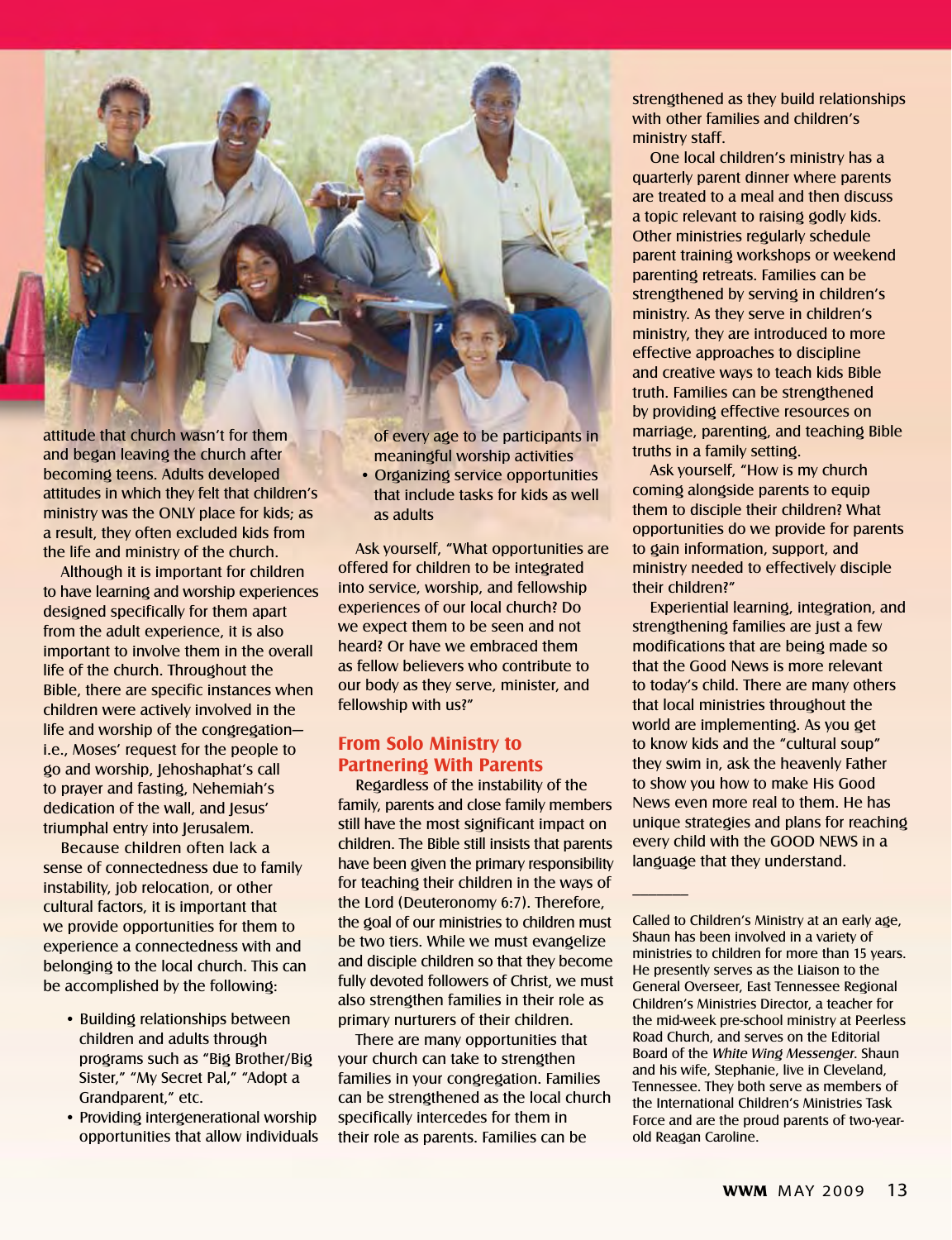attitude that church wasn't for them and began leaving the church after becoming teens. Adults developed attitudes in which they felt that children's ministry was the ONLY place for kids; as a result, they often excluded kids from the life and ministry of the church.

Although it is important for children to have learning and worship experiences designed specifically for them apart from the adult experience, it is also important to involve them in the overall life of the church. Throughout the Bible, there are specific instances when children were actively involved in the life and worship of the congregation—i.e., Moses' request for the people to go and worship, Jehoshaphat's call to prayer and fasting, Nehemiah's dedication of the wall, and Jesus' triumphal entry into Jerusalem.

Because children often lack a sense of connectedness due to family instability, job relocation, or other cultural factors, it is important that we provide opportunities for them to experience a connectedness with and belonging to the local church. This can be accomplished by the following:

- Building relationships between children and adults through programs such as "Big Brother/Big Sister," "My Secret Pal," "Adopt a Grandparent," etc.
- Providing intergenerational worship opportunities that allow individuals of every age to be participants in meaningful worship activities
- Organizing service opportunities that include tasks for kids as well as adults

Ask yourself, "What opportunities are offered for children to be integrated into service, worship, and fellowship experiences of our local church? Do we expect them to be seen and not heard? Or have we embraced them as fellow believers who contribute to our body as they serve, minister, and fellowship with us?"

## From Solo Ministry to Partnering With Parents

Regardless of the instability of the family, parents and close family members still have the most significant impact on children. The Bible still insists that parents have been given the primary responsibility for teaching their children in the ways of the Lord (Deuteronomy 6:7). Therefore, the goal of our ministries to children must be two tiers. While we must evangelize and disciple children so that they become fully devoted followers of Christ, we must also strengthen families in their role as primary nurturers of their children.

There are many opportunities that your church can take to strengthen families in your congregation. Families can be strengthened as the local church specifically intercedes for them in their role as parents. Families can be strengthened as they build relationships with other families and children's ministry staff.

One local children's ministry has a quarterly parent dinner where parents are treated to a meal and then discuss a topic relevant to raising godly kids. Other ministries regularly schedule parent training workshops or weekend parenting retreats. Families can be strengthened by serving in children's ministry. As they serve in children's ministry, they are introduced to more effective approaches to discipline and creative ways to teach kids Bible truth. Families can be strengthened by providing effective resources on marriage, parenting, and teaching Bible truths in a family setting.

Ask yourself, "How is my church coming alongside parents to equip them to disciple their children? What opportunities do we provide for parents to gain information, support, and ministry needed to effectively disciple their children?"

Experiential learning, integration, and strengthening families are just a few modifications that are being made so that the Good News is more relevant to today's child. There are many others that local ministries throughout the world are implementing. As you get to know kids and the "cultural soup" they swim in, ask the heavenly Father to show you how to make His Good News even more real to them. He has unique strategies and plans for reaching every child with the GOOD NEWS in a language that they understand.

---

Called to Children's Ministry at an early age, Shaun has been involved in a variety of ministries to children for more than 15 years. He presently serves as the Liaison to the General Overseer, East Tennessee Regional Children's Ministries Director, a teacher for the mid-week pre-school ministry at Peerless Road Church, and serves on the Editorial Board of the *White Wing Messenger*. Shaun and his wife, Stephanie, live in Cleveland, Tennessee. They both serve as members of the International Children's Ministries Task Force and are the proud parents of two-year-old Reagan Caroline.